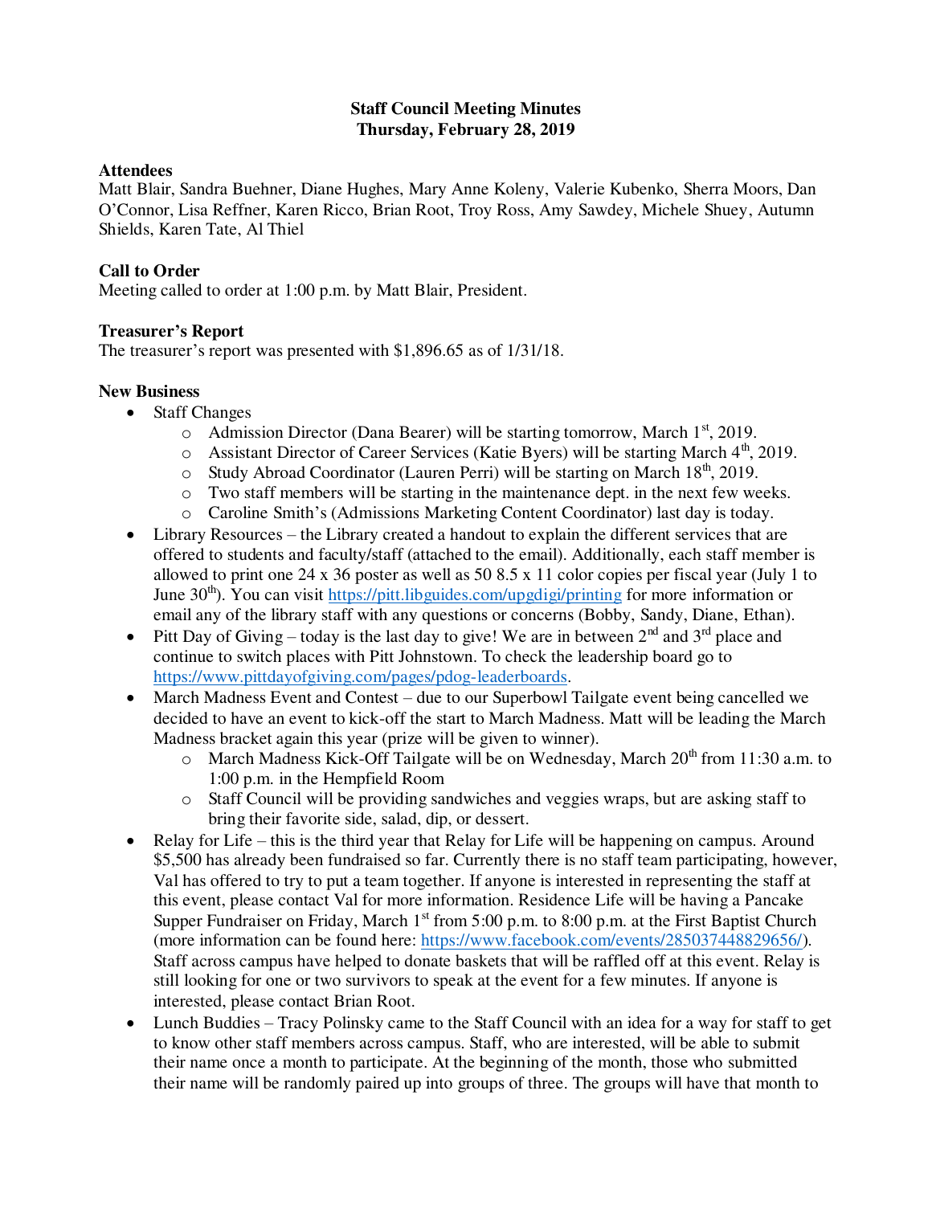# Staff Council Meeting Minutes
## Thursday, February 28, 2019

**Attendees**
Matt Blair, Sandra Buehner, Diane Hughes, Mary Anne Koleny, Valerie Kubenko, Sherra Moors, Dan O'Connor, Lisa Reffner, Karen Ricco, Brian Root, Troy Ross, Amy Sawdey, Michele Shuey, Autumn Shields, Karen Tate, Al Thiel

**Call to Order**
Meeting called to order at 1:00 p.m. by Matt Blair, President.

**Treasurer's Report**
The treasurer's report was presented with $1,896.65 as of 1/31/18.

**New Business**

- Staff Changes
  - Admission Director (Dana Bearer) will be starting tomorrow, March 1st, 2019.
  - Assistant Director of Career Services (Katie Byers) will be starting March 4th, 2019.
  - Study Abroad Coordinator (Lauren Perri) will be starting on March 18th, 2019.
  - Two staff members will be starting in the maintenance dept. in the next few weeks.
  - Caroline Smith's (Admissions Marketing Content Coordinator) last day is today.
- Library Resources – the Library created a handout to explain the different services that are offered to students and faculty/staff (attached to the email). Additionally, each staff member is allowed to print one 24 x 36 poster as well as 50 8.5 x 11 color copies per fiscal year (July 1 to June 30th). You can visit https://pitt.libguides.com/upgdigi/printing for more information or email any of the library staff with any questions or concerns (Bobby, Sandy, Diane, Ethan).
- Pitt Day of Giving – today is the last day to give! We are in between 2nd and 3rd place and continue to switch places with Pitt Johnstown. To check the leadership board go to https://www.pittdayofgiving.com/pages/pdog-leaderboards.
- March Madness Event and Contest – due to our Superbowl Tailgate event being cancelled we decided to have an event to kick-off the start to March Madness. Matt will be leading the March Madness bracket again this year (prize will be given to winner).
  - March Madness Kick-Off Tailgate will be on Wednesday, March 20th from 11:30 a.m. to 1:00 p.m. in the Hempfield Room
  - Staff Council will be providing sandwiches and veggies wraps, but are asking staff to bring their favorite side, salad, dip, or dessert.
- Relay for Life – this is the third year that Relay for Life will be happening on campus. Around $5,500 has already been fundraised so far. Currently there is no staff team participating, however, Val has offered to try to put a team together. If anyone is interested in representing the staff at this event, please contact Val for more information. Residence Life will be having a Pancake Supper Fundraiser on Friday, March 1st from 5:00 p.m. to 8:00 p.m. at the First Baptist Church (more information can be found here: https://www.facebook.com/events/285037448829656/). Staff across campus have helped to donate baskets that will be raffled off at this event. Relay is still looking for one or two survivors to speak at the event for a few minutes. If anyone is interested, please contact Brian Root.
- Lunch Buddies – Tracy Polinsky came to the Staff Council with an idea for a way for staff to get to know other staff members across campus. Staff, who are interested, will be able to submit their name once a month to participate. At the beginning of the month, those who submitted their name will be randomly paired up into groups of three. The groups will have that month to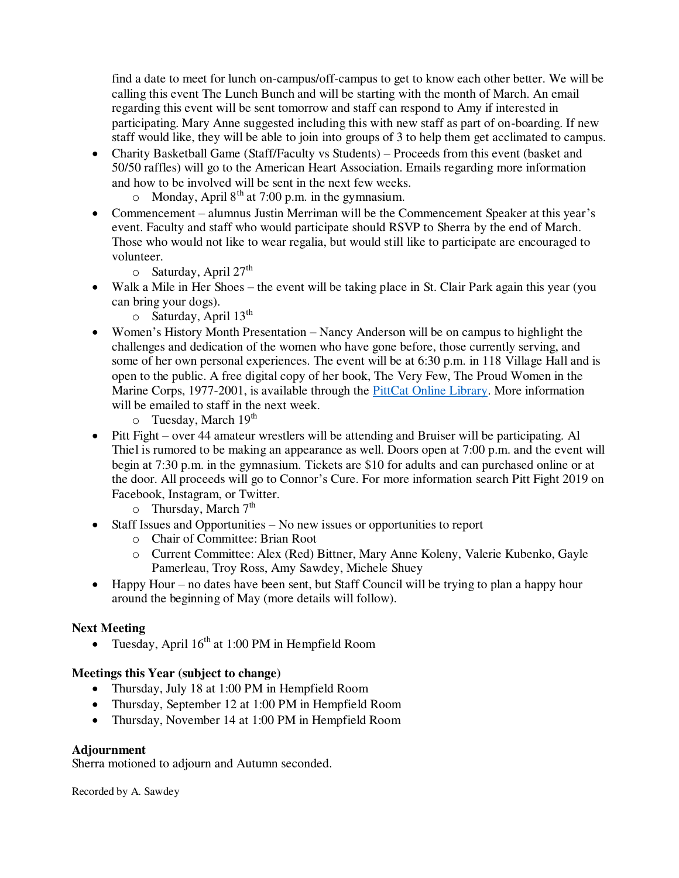find a date to meet for lunch on-campus/off-campus to get to know each other better. We will be calling this event The Lunch Bunch and will be starting with the month of March. An email regarding this event will be sent tomorrow and staff can respond to Amy if interested in participating. Mary Anne suggested including this with new staff as part of on-boarding. If new staff would like, they will be able to join into groups of 3 to help them get acclimated to campus.

- Charity Basketball Game (Staff/Faculty vs Students) – Proceeds from this event (basket and 50/50 raffles) will go to the American Heart Association. Emails regarding more information and how to be involved will be sent in the next few weeks.
  - Monday, April 8th at 7:00 p.m. in the gymnasium.
- Commencement – alumnus Justin Merriman will be the Commencement Speaker at this year's event. Faculty and staff who would participate should RSVP to Sherra by the end of March. Those who would not like to wear regalia, but would still like to participate are encouraged to volunteer.
  - Saturday, April 27th
- Walk a Mile in Her Shoes – the event will be taking place in St. Clair Park again this year (you can bring your dogs).
  - Saturday, April 13th
- Women's History Month Presentation – Nancy Anderson will be on campus to highlight the challenges and dedication of the women who have gone before, those currently serving, and some of her own personal experiences. The event will be at 6:30 p.m. in 118 Village Hall and is open to the public. A free digital copy of her book, The Very Few, The Proud Women in the Marine Corps, 1977-2001, is available through the PittCat Online Library. More information will be emailed to staff in the next week.
  - Tuesday, March 19th
- Pitt Fight – over 44 amateur wrestlers will be attending and Bruiser will be participating. Al Thiel is rumored to be making an appearance as well. Doors open at 7:00 p.m. and the event will begin at 7:30 p.m. in the gymnasium. Tickets are $10 for adults and can purchased online or at the door. All proceeds will go to Connor's Cure. For more information search Pitt Fight 2019 on Facebook, Instagram, or Twitter.
  - Thursday, March 7th
- Staff Issues and Opportunities – No new issues or opportunities to report
  - Chair of Committee: Brian Root
  - Current Committee: Alex (Red) Bittner, Mary Anne Koleny, Valerie Kubenko, Gayle Pamerleau, Troy Ross, Amy Sawdey, Michele Shuey
- Happy Hour – no dates have been sent, but Staff Council will be trying to plan a happy hour around the beginning of May (more details will follow).

**Next Meeting**

- Tuesday, April 16th at 1:00 PM in Hempfield Room

**Meetings this Year (subject to change)**

- Thursday, July 18 at 1:00 PM in Hempfield Room
- Thursday, September 12 at 1:00 PM in Hempfield Room
- Thursday, November 14 at 1:00 PM in Hempfield Room

**Adjournment**

Sherra motioned to adjourn and Autumn seconded.

Recorded by A. Sawdey